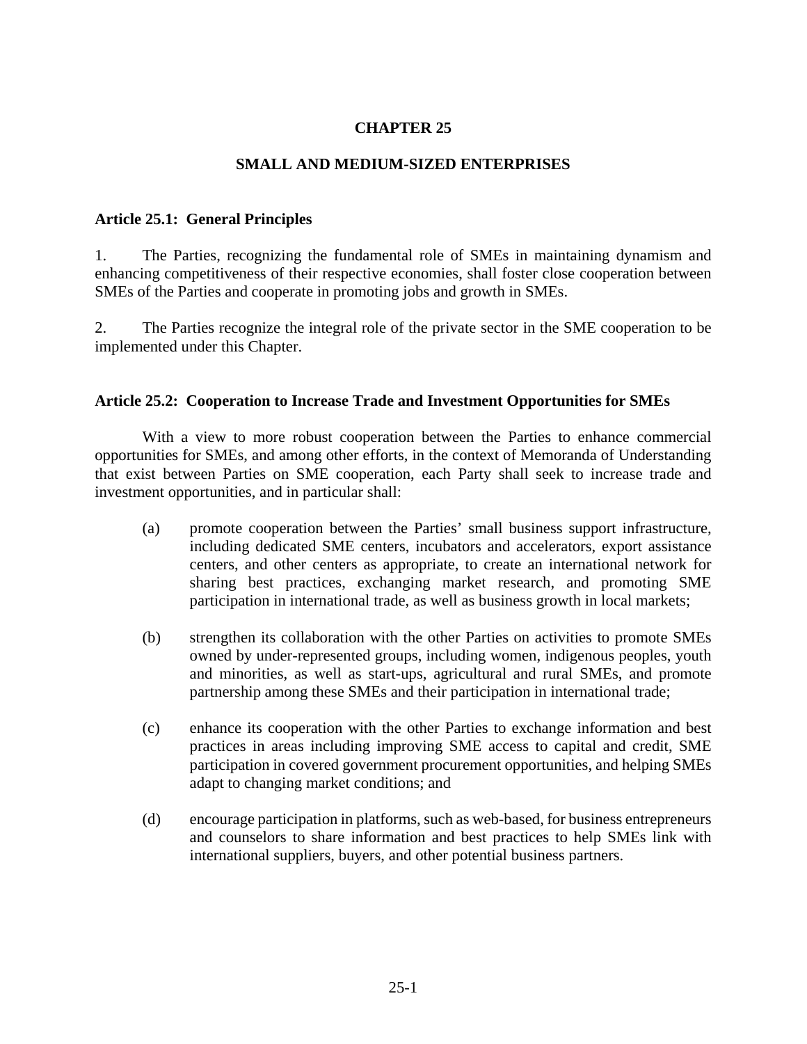# CHAPTER 25

## SMALL AND MEDIUM-SIZED ENTERPRISES

### Article 25.1: General Principles

1. The Parties, recognizing the fundamental role of SMEs in maintaining dynamism and enhancing competitiveness of their respective economies, shall foster close cooperation between SMEs of the Parties and cooperate in promoting jobs and growth in SMEs.

2. The Parties recognize the integral role of the private sector in the SME cooperation to be implemented under this Chapter.

### Article 25.2: Cooperation to Increase Trade and Investment Opportunities for SMEs

With a view to more robust cooperation between the Parties to enhance commercial opportunities for SMEs, and among other efforts, in the context of Memoranda of Understanding that exist between Parties on SME cooperation, each Party shall seek to increase trade and investment opportunities, and in particular shall:

(a) promote cooperation between the Parties' small business support infrastructure, including dedicated SME centers, incubators and accelerators, export assistance centers, and other centers as appropriate, to create an international network for sharing best practices, exchanging market research, and promoting SME participation in international trade, as well as business growth in local markets;

(b) strengthen its collaboration with the other Parties on activities to promote SMEs owned by under-represented groups, including women, indigenous peoples, youth and minorities, as well as start-ups, agricultural and rural SMEs, and promote partnership among these SMEs and their participation in international trade;

(c) enhance its cooperation with the other Parties to exchange information and best practices in areas including improving SME access to capital and credit, SME participation in covered government procurement opportunities, and helping SMEs adapt to changing market conditions; and

(d) encourage participation in platforms, such as web-based, for business entrepreneurs and counselors to share information and best practices to help SMEs link with international suppliers, buyers, and other potential business partners.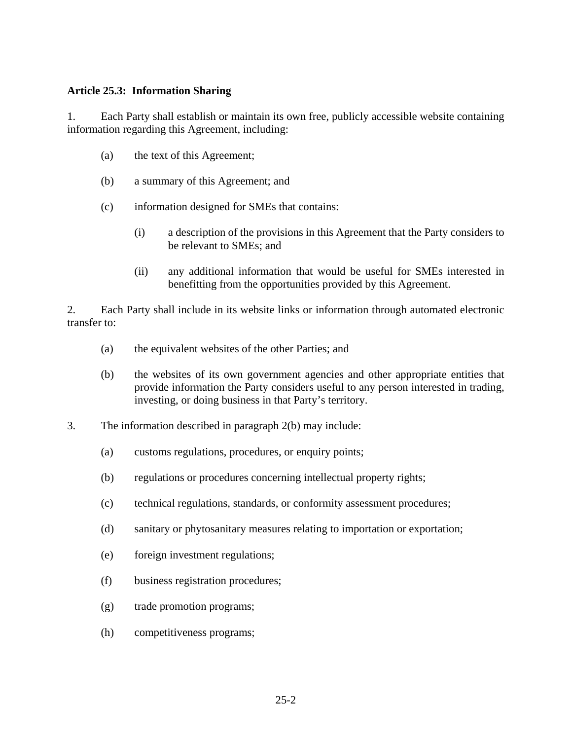**Article 25.3: Information Sharing**

1. Each Party shall establish or maintain its own free, publicly accessible website containing information regarding this Agreement, including:

(a) the text of this Agreement;

(b) a summary of this Agreement; and

(c) information designed for SMEs that contains:

(i) a description of the provisions in this Agreement that the Party considers to be relevant to SMEs; and

(ii) any additional information that would be useful for SMEs interested in benefitting from the opportunities provided by this Agreement.

2. Each Party shall include in its website links or information through automated electronic transfer to:

(a) the equivalent websites of the other Parties; and

(b) the websites of its own government agencies and other appropriate entities that provide information the Party considers useful to any person interested in trading, investing, or doing business in that Party's territory.

3. The information described in paragraph 2(b) may include:

(a) customs regulations, procedures, or enquiry points;

(b) regulations or procedures concerning intellectual property rights;

(c) technical regulations, standards, or conformity assessment procedures;

(d) sanitary or phytosanitary measures relating to importation or exportation;

(e) foreign investment regulations;

(f) business registration procedures;

(g) trade promotion programs;

(h) competitiveness programs;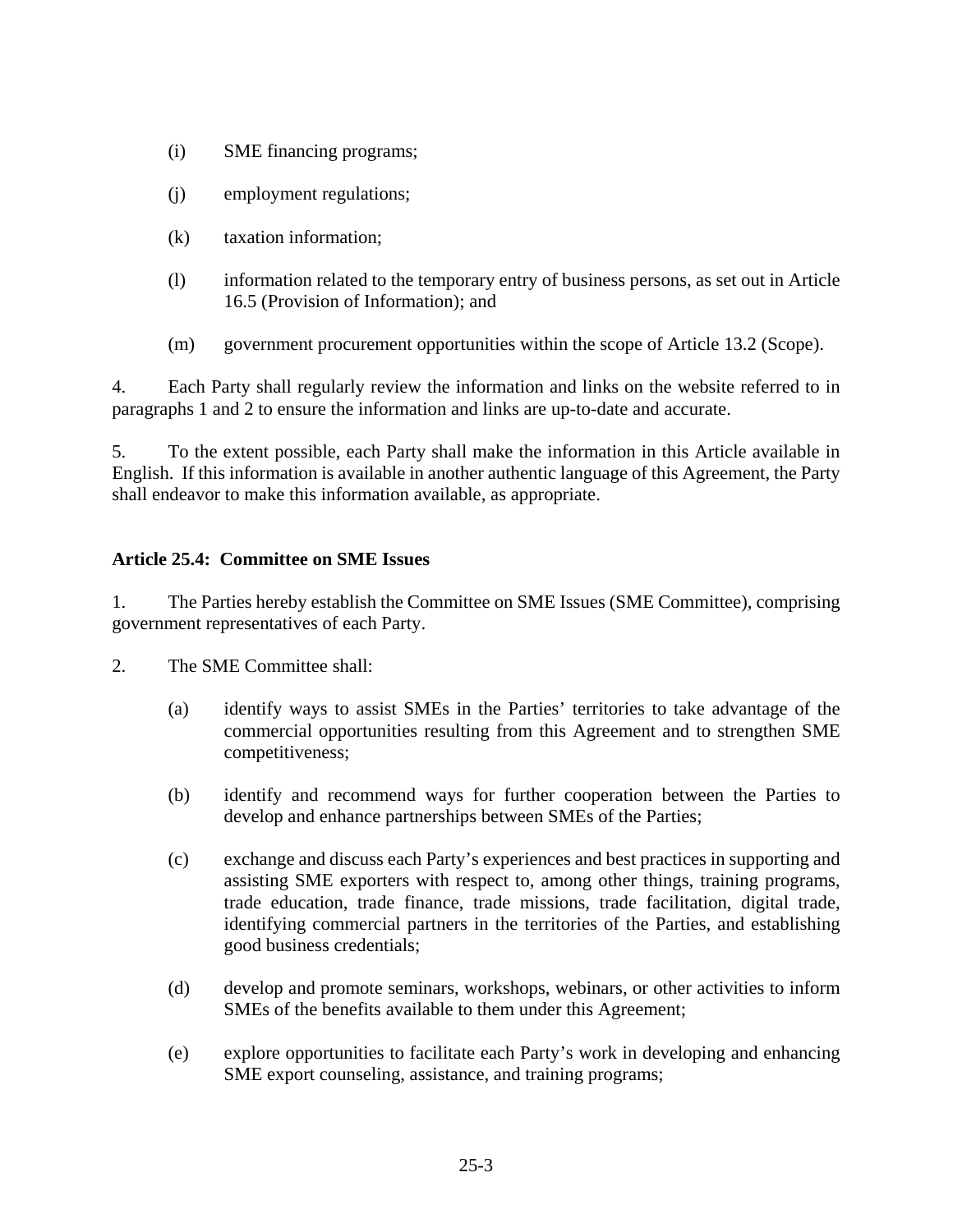(i) SME financing programs;

(j) employment regulations;

(k) taxation information;

(l) information related to the temporary entry of business persons, as set out in Article 16.5 (Provision of Information); and

(m) government procurement opportunities within the scope of Article 13.2 (Scope).

4. Each Party shall regularly review the information and links on the website referred to in paragraphs 1 and 2 to ensure the information and links are up-to-date and accurate.

5. To the extent possible, each Party shall make the information in this Article available in English. If this information is available in another authentic language of this Agreement, the Party shall endeavor to make this information available, as appropriate.

**Article 25.4: Committee on SME Issues**

1. The Parties hereby establish the Committee on SME Issues (SME Committee), comprising government representatives of each Party.

2. The SME Committee shall:

(a) identify ways to assist SMEs in the Parties' territories to take advantage of the commercial opportunities resulting from this Agreement and to strengthen SME competitiveness;

(b) identify and recommend ways for further cooperation between the Parties to develop and enhance partnerships between SMEs of the Parties;

(c) exchange and discuss each Party's experiences and best practices in supporting and assisting SME exporters with respect to, among other things, training programs, trade education, trade finance, trade missions, trade facilitation, digital trade, identifying commercial partners in the territories of the Parties, and establishing good business credentials;

(d) develop and promote seminars, workshops, webinars, or other activities to inform SMEs of the benefits available to them under this Agreement;

(e) explore opportunities to facilitate each Party's work in developing and enhancing SME export counseling, assistance, and training programs;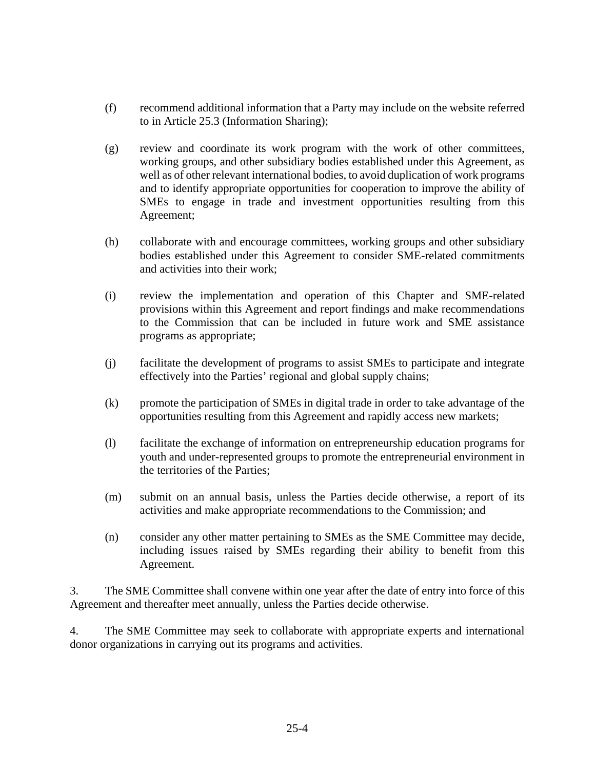(f) recommend additional information that a Party may include on the website referred to in Article 25.3 (Information Sharing);

(g) review and coordinate its work program with the work of other committees, working groups, and other subsidiary bodies established under this Agreement, as well as of other relevant international bodies, to avoid duplication of work programs and to identify appropriate opportunities for cooperation to improve the ability of SMEs to engage in trade and investment opportunities resulting from this Agreement;

(h) collaborate with and encourage committees, working groups and other subsidiary bodies established under this Agreement to consider SME-related commitments and activities into their work;

(i) review the implementation and operation of this Chapter and SME-related provisions within this Agreement and report findings and make recommendations to the Commission that can be included in future work and SME assistance programs as appropriate;

(j) facilitate the development of programs to assist SMEs to participate and integrate effectively into the Parties' regional and global supply chains;

(k) promote the participation of SMEs in digital trade in order to take advantage of the opportunities resulting from this Agreement and rapidly access new markets;

(l) facilitate the exchange of information on entrepreneurship education programs for youth and under-represented groups to promote the entrepreneurial environment in the territories of the Parties;

(m) submit on an annual basis, unless the Parties decide otherwise, a report of its activities and make appropriate recommendations to the Commission; and

(n) consider any other matter pertaining to SMEs as the SME Committee may decide, including issues raised by SMEs regarding their ability to benefit from this Agreement.

3. The SME Committee shall convene within one year after the date of entry into force of this Agreement and thereafter meet annually, unless the Parties decide otherwise.

4. The SME Committee may seek to collaborate with appropriate experts and international donor organizations in carrying out its programs and activities.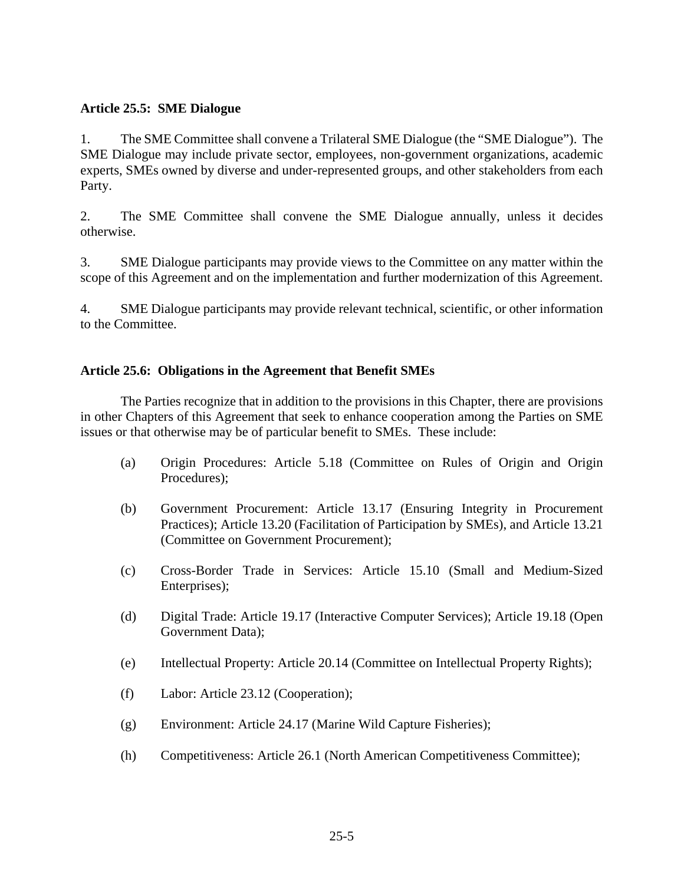### Article 25.5: SME Dialogue

1. The SME Committee shall convene a Trilateral SME Dialogue (the "SME Dialogue"). The SME Dialogue may include private sector, employees, non-government organizations, academic experts, SMEs owned by diverse and under-represented groups, and other stakeholders from each Party.

2. The SME Committee shall convene the SME Dialogue annually, unless it decides otherwise.

3. SME Dialogue participants may provide views to the Committee on any matter within the scope of this Agreement and on the implementation and further modernization of this Agreement.

4. SME Dialogue participants may provide relevant technical, scientific, or other information to the Committee.

### Article 25.6: Obligations in the Agreement that Benefit SMEs

The Parties recognize that in addition to the provisions in this Chapter, there are provisions in other Chapters of this Agreement that seek to enhance cooperation among the Parties on SME issues or that otherwise may be of particular benefit to SMEs. These include:

(a) Origin Procedures: Article 5.18 (Committee on Rules of Origin and Origin Procedures);

(b) Government Procurement: Article 13.17 (Ensuring Integrity in Procurement Practices); Article 13.20 (Facilitation of Participation by SMEs), and Article 13.21 (Committee on Government Procurement);

(c) Cross-Border Trade in Services: Article 15.10 (Small and Medium-Sized Enterprises);

(d) Digital Trade: Article 19.17 (Interactive Computer Services); Article 19.18 (Open Government Data);

(e) Intellectual Property: Article 20.14 (Committee on Intellectual Property Rights);

(f) Labor: Article 23.12 (Cooperation);

(g) Environment: Article 24.17 (Marine Wild Capture Fisheries);

(h) Competitiveness: Article 26.1 (North American Competitiveness Committee);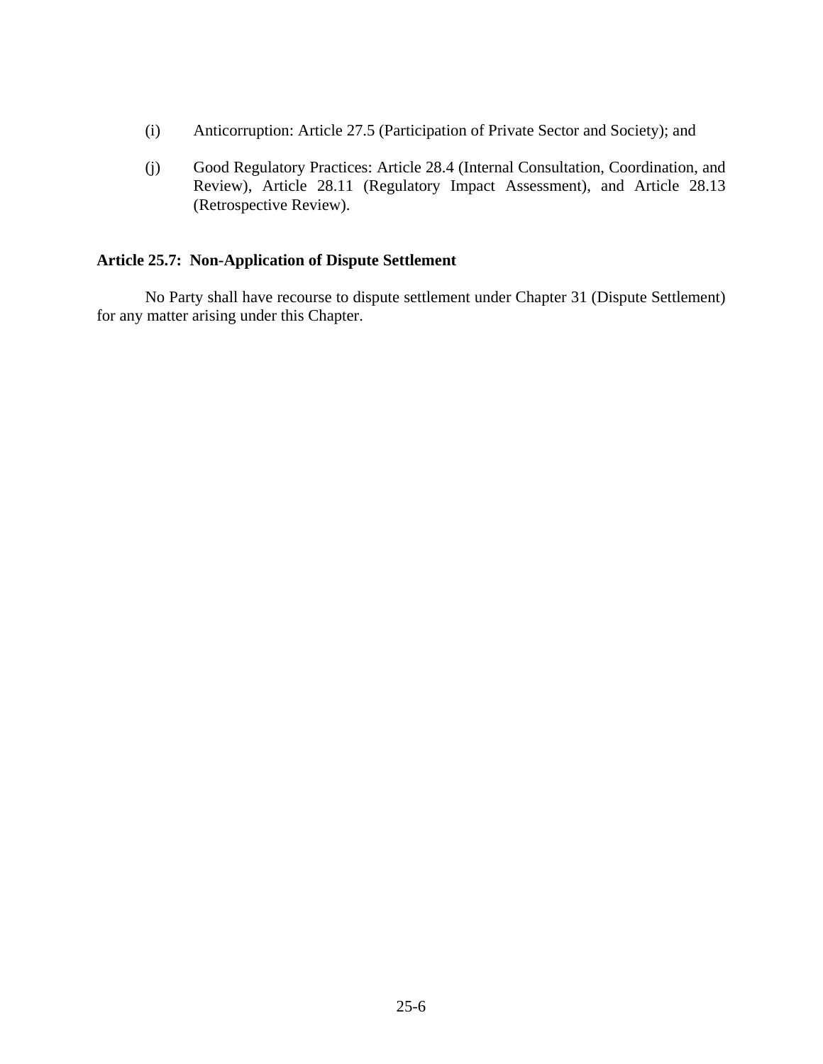(i) Anticorruption: Article 27.5 (Participation of Private Sector and Society); and

(j) Good Regulatory Practices: Article 28.4 (Internal Consultation, Coordination, and Review), Article 28.11 (Regulatory Impact Assessment), and Article 28.13 (Retrospective Review).

**Article 25.7: Non-Application of Dispute Settlement**

No Party shall have recourse to dispute settlement under Chapter 31 (Dispute Settlement) for any matter arising under this Chapter.